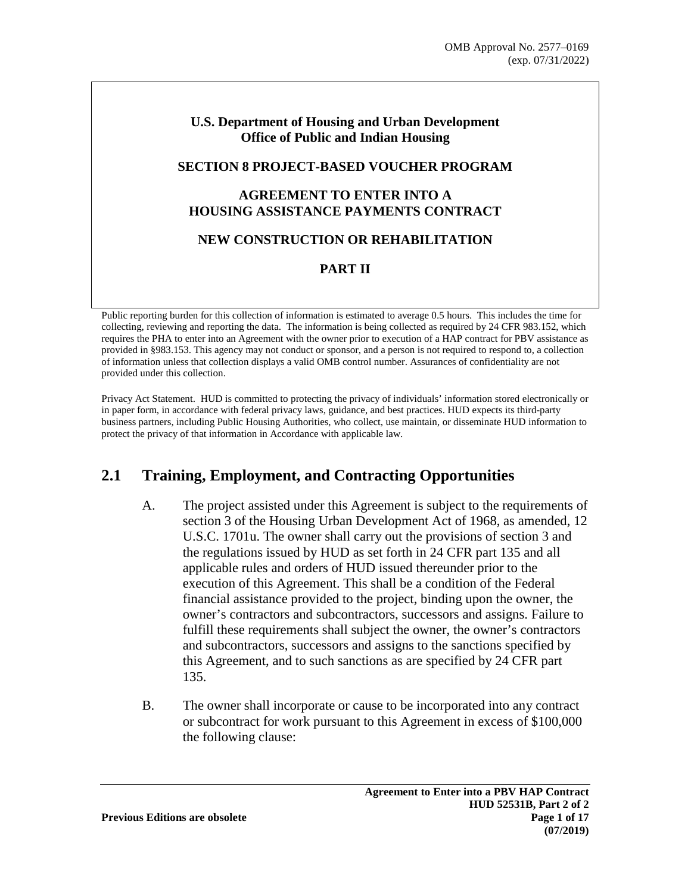OMB Approval No. 2577–0169
(exp. 07/31/2022)

**U.S. Department of Housing and Urban Development**
**Office of Public and Indian Housing**

**SECTION 8 PROJECT-BASED VOUCHER PROGRAM**

**AGREEMENT TO ENTER INTO A HOUSING ASSISTANCE PAYMENTS CONTRACT**

**NEW CONSTRUCTION OR REHABILITATION**

**PART II**

Public reporting burden for this collection of information is estimated to average 0.5 hours. This includes the time for collecting, reviewing and reporting the data. The information is being collected as required by 24 CFR 983.152, which requires the PHA to enter into an Agreement with the owner prior to execution of a HAP contract for PBV assistance as provided in §983.153. This agency may not conduct or sponsor, and a person is not required to respond to, a collection of information unless that collection displays a valid OMB control number. Assurances of confidentiality are not provided under this collection.

Privacy Act Statement. HUD is committed to protecting the privacy of individuals' information stored electronically or in paper form, in accordance with federal privacy laws, guidance, and best practices. HUD expects its third-party business partners, including Public Housing Authorities, who collect, use maintain, or disseminate HUD information to protect the privacy of that information in Accordance with applicable law.

## 2.1 Training, Employment, and Contracting Opportunities

A. The project assisted under this Agreement is subject to the requirements of section 3 of the Housing Urban Development Act of 1968, as amended, 12 U.S.C. 1701u. The owner shall carry out the provisions of section 3 and the regulations issued by HUD as set forth in 24 CFR part 135 and all applicable rules and orders of HUD issued thereunder prior to the execution of this Agreement. This shall be a condition of the Federal financial assistance provided to the project, binding upon the owner, the owner's contractors and subcontractors, successors and assigns. Failure to fulfill these requirements shall subject the owner, the owner's contractors and subcontractors, successors and assigns to the sanctions specified by this Agreement, and to such sanctions as are specified by 24 CFR part 135.

B. The owner shall incorporate or cause to be incorporated into any contract or subcontract for work pursuant to this Agreement in excess of $100,000 the following clause: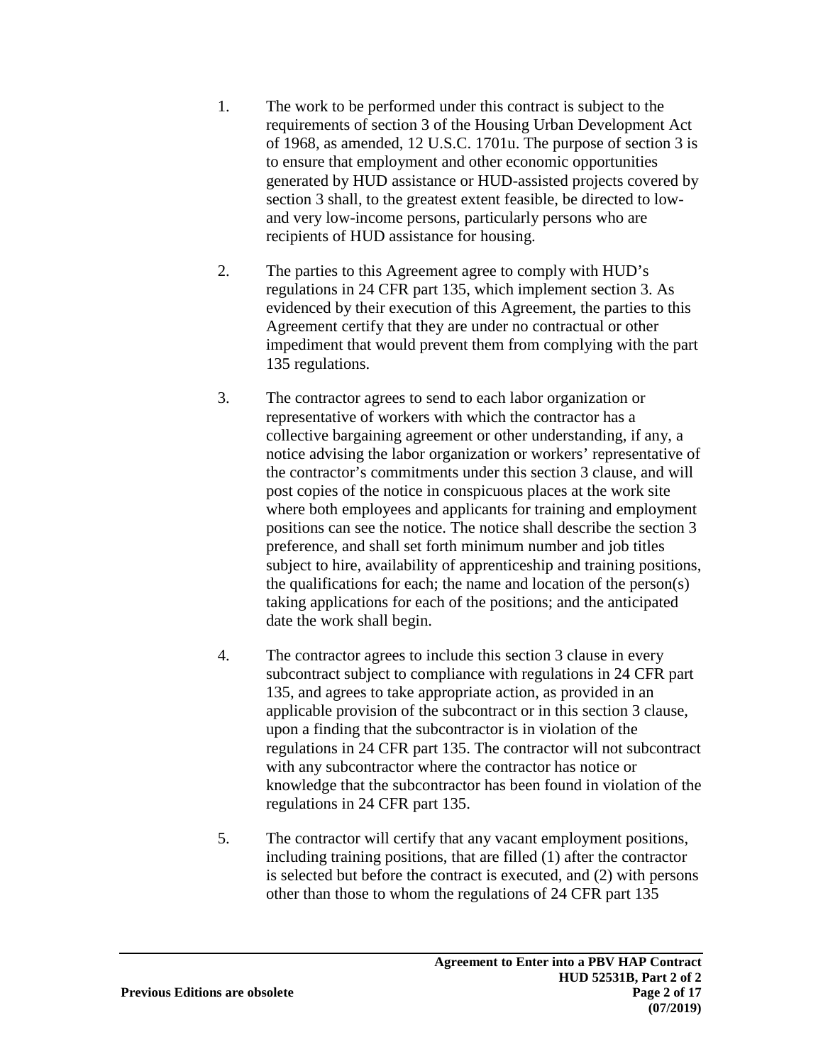1. The work to be performed under this contract is subject to the requirements of section 3 of the Housing Urban Development Act of 1968, as amended, 12 U.S.C. 1701u. The purpose of section 3 is to ensure that employment and other economic opportunities generated by HUD assistance or HUD-assisted projects covered by section 3 shall, to the greatest extent feasible, be directed to low- and very low-income persons, particularly persons who are recipients of HUD assistance for housing.

2. The parties to this Agreement agree to comply with HUD's regulations in 24 CFR part 135, which implement section 3. As evidenced by their execution of this Agreement, the parties to this Agreement certify that they are under no contractual or other impediment that would prevent them from complying with the part 135 regulations.

3. The contractor agrees to send to each labor organization or representative of workers with which the contractor has a collective bargaining agreement or other understanding, if any, a notice advising the labor organization or workers' representative of the contractor's commitments under this section 3 clause, and will post copies of the notice in conspicuous places at the work site where both employees and applicants for training and employment positions can see the notice. The notice shall describe the section 3 preference, and shall set forth minimum number and job titles subject to hire, availability of apprenticeship and training positions, the qualifications for each; the name and location of the person(s) taking applications for each of the positions; and the anticipated date the work shall begin.

4. The contractor agrees to include this section 3 clause in every subcontract subject to compliance with regulations in 24 CFR part 135, and agrees to take appropriate action, as provided in an applicable provision of the subcontract or in this section 3 clause, upon a finding that the subcontractor is in violation of the regulations in 24 CFR part 135. The contractor will not subcontract with any subcontractor where the contractor has notice or knowledge that the subcontractor has been found in violation of the regulations in 24 CFR part 135.

5. The contractor will certify that any vacant employment positions, including training positions, that are filled (1) after the contractor is selected but before the contract is executed, and (2) with persons other than those to whom the regulations of 24 CFR part 135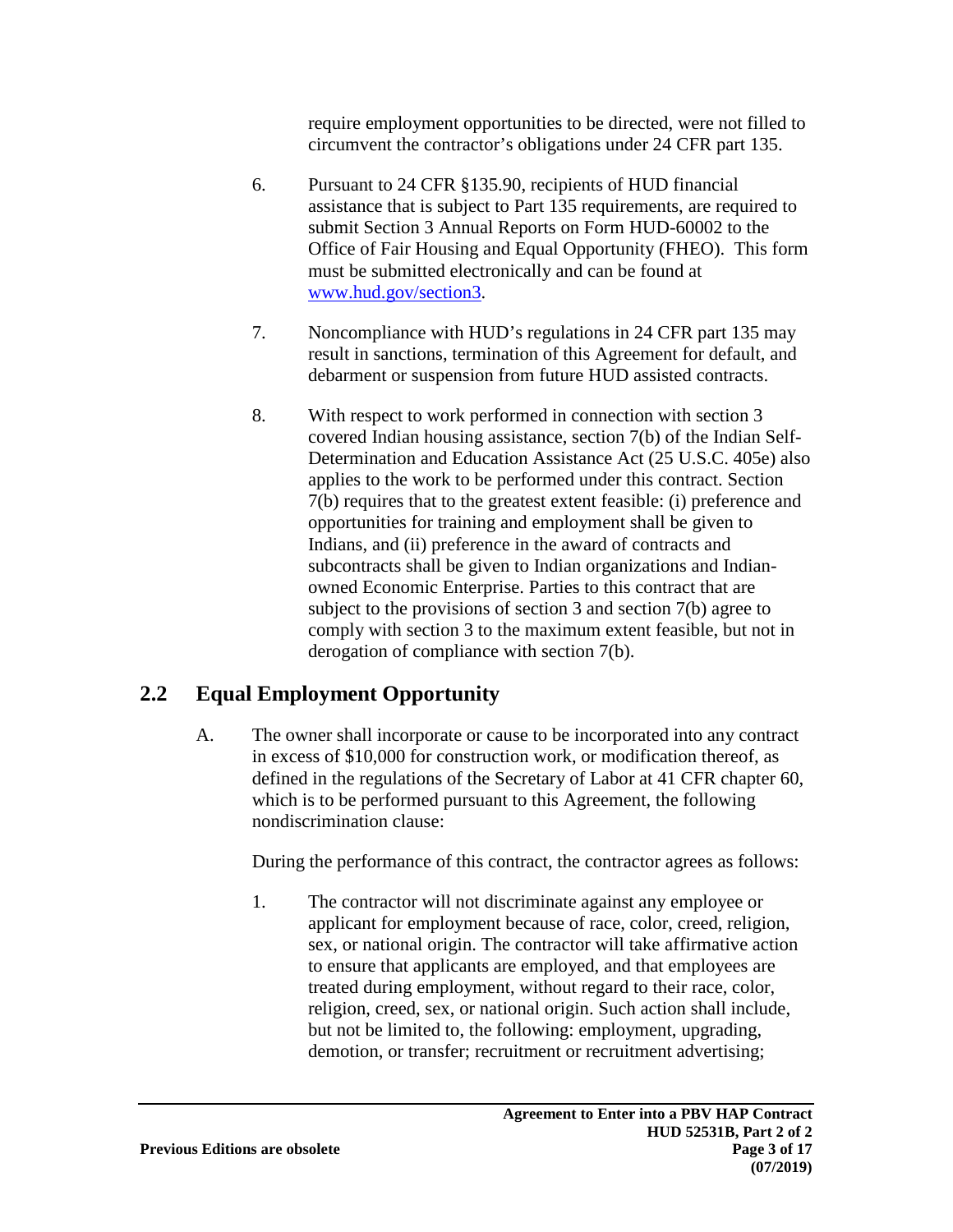require employment opportunities to be directed, were not filled to circumvent the contractor's obligations under 24 CFR part 135.

6. Pursuant to 24 CFR §135.90, recipients of HUD financial assistance that is subject to Part 135 requirements, are required to submit Section 3 Annual Reports on Form HUD-60002 to the Office of Fair Housing and Equal Opportunity (FHEO). This form must be submitted electronically and can be found at www.hud.gov/section3.

7. Noncompliance with HUD's regulations in 24 CFR part 135 may result in sanctions, termination of this Agreement for default, and debarment or suspension from future HUD assisted contracts.

8. With respect to work performed in connection with section 3 covered Indian housing assistance, section 7(b) of the Indian Self-Determination and Education Assistance Act (25 U.S.C. 405e) also applies to the work to be performed under this contract. Section 7(b) requires that to the greatest extent feasible: (i) preference and opportunities for training and employment shall be given to Indians, and (ii) preference in the award of contracts and subcontracts shall be given to Indian organizations and Indian-owned Economic Enterprise. Parties to this contract that are subject to the provisions of section 3 and section 7(b) agree to comply with section 3 to the maximum extent feasible, but not in derogation of compliance with section 7(b).

## 2.2 Equal Employment Opportunity

A. The owner shall incorporate or cause to be incorporated into any contract in excess of $10,000 for construction work, or modification thereof, as defined in the regulations of the Secretary of Labor at 41 CFR chapter 60, which is to be performed pursuant to this Agreement, the following nondiscrimination clause:

During the performance of this contract, the contractor agrees as follows:

1. The contractor will not discriminate against any employee or applicant for employment because of race, color, creed, religion, sex, or national origin. The contractor will take affirmative action to ensure that applicants are employed, and that employees are treated during employment, without regard to their race, color, religion, creed, sex, or national origin. Such action shall include, but not be limited to, the following: employment, upgrading, demotion, or transfer; recruitment or recruitment advertising;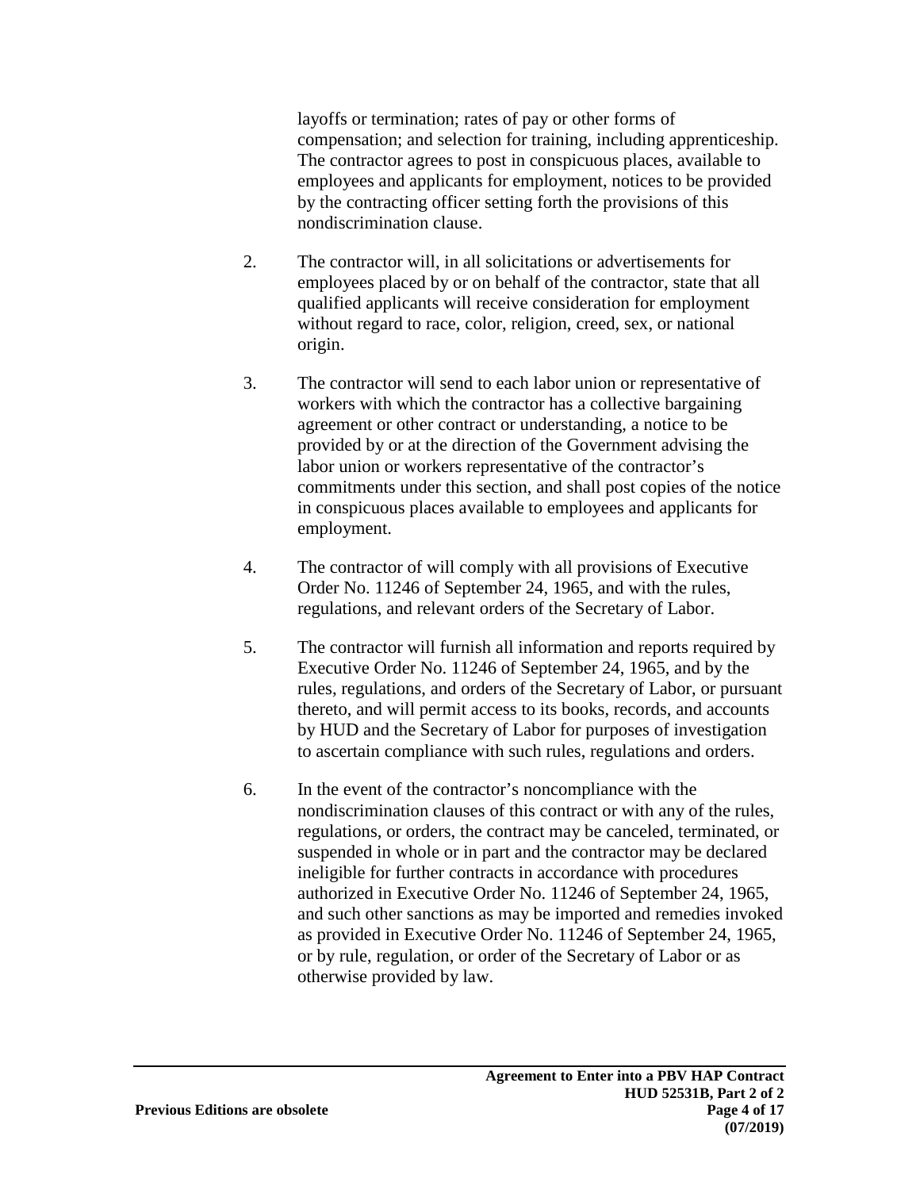layoffs or termination; rates of pay or other forms of compensation; and selection for training, including apprenticeship. The contractor agrees to post in conspicuous places, available to employees and applicants for employment, notices to be provided by the contracting officer setting forth the provisions of this nondiscrimination clause.

2. The contractor will, in all solicitations or advertisements for employees placed by or on behalf of the contractor, state that all qualified applicants will receive consideration for employment without regard to race, color, religion, creed, sex, or national origin.

3. The contractor will send to each labor union or representative of workers with which the contractor has a collective bargaining agreement or other contract or understanding, a notice to be provided by or at the direction of the Government advising the labor union or workers representative of the contractor's commitments under this section, and shall post copies of the notice in conspicuous places available to employees and applicants for employment.

4. The contractor of will comply with all provisions of Executive Order No. 11246 of September 24, 1965, and with the rules, regulations, and relevant orders of the Secretary of Labor.

5. The contractor will furnish all information and reports required by Executive Order No. 11246 of September 24, 1965, and by the rules, regulations, and orders of the Secretary of Labor, or pursuant thereto, and will permit access to its books, records, and accounts by HUD and the Secretary of Labor for purposes of investigation to ascertain compliance with such rules, regulations and orders.

6. In the event of the contractor's noncompliance with the nondiscrimination clauses of this contract or with any of the rules, regulations, or orders, the contract may be canceled, terminated, or suspended in whole or in part and the contractor may be declared ineligible for further contracts in accordance with procedures authorized in Executive Order No. 11246 of September 24, 1965, and such other sanctions as may be imported and remedies invoked as provided in Executive Order No. 11246 of September 24, 1965, or by rule, regulation, or order of the Secretary of Labor or as otherwise provided by law.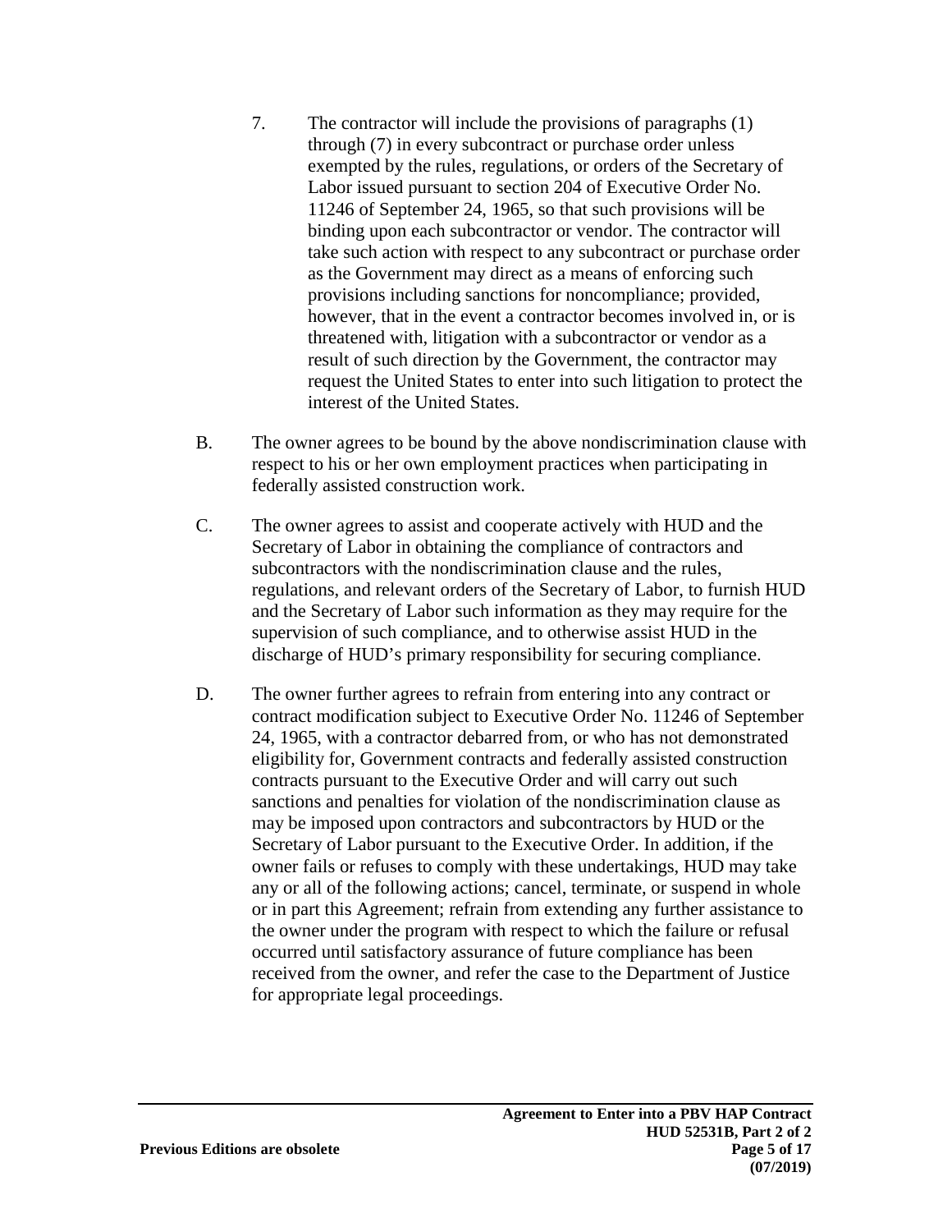7. The contractor will include the provisions of paragraphs (1) through (7) in every subcontract or purchase order unless exempted by the rules, regulations, or orders of the Secretary of Labor issued pursuant to section 204 of Executive Order No. 11246 of September 24, 1965, so that such provisions will be binding upon each subcontractor or vendor. The contractor will take such action with respect to any subcontract or purchase order as the Government may direct as a means of enforcing such provisions including sanctions for noncompliance; provided, however, that in the event a contractor becomes involved in, or is threatened with, litigation with a subcontractor or vendor as a result of such direction by the Government, the contractor may request the United States to enter into such litigation to protect the interest of the United States.

B. The owner agrees to be bound by the above nondiscrimination clause with respect to his or her own employment practices when participating in federally assisted construction work.

C. The owner agrees to assist and cooperate actively with HUD and the Secretary of Labor in obtaining the compliance of contractors and subcontractors with the nondiscrimination clause and the rules, regulations, and relevant orders of the Secretary of Labor, to furnish HUD and the Secretary of Labor such information as they may require for the supervision of such compliance, and to otherwise assist HUD in the discharge of HUD's primary responsibility for securing compliance.

D. The owner further agrees to refrain from entering into any contract or contract modification subject to Executive Order No. 11246 of September 24, 1965, with a contractor debarred from, or who has not demonstrated eligibility for, Government contracts and federally assisted construction contracts pursuant to the Executive Order and will carry out such sanctions and penalties for violation of the nondiscrimination clause as may be imposed upon contractors and subcontractors by HUD or the Secretary of Labor pursuant to the Executive Order. In addition, if the owner fails or refuses to comply with these undertakings, HUD may take any or all of the following actions; cancel, terminate, or suspend in whole or in part this Agreement; refrain from extending any further assistance to the owner under the program with respect to which the failure or refusal occurred until satisfactory assurance of future compliance has been received from the owner, and refer the case to the Department of Justice for appropriate legal proceedings.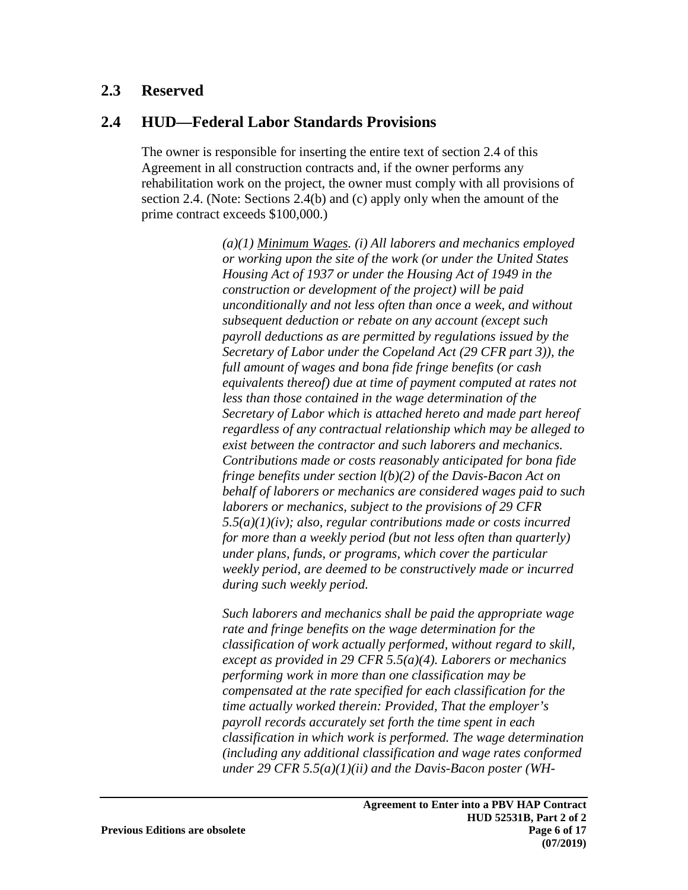## 2.3 Reserved

## 2.4 HUD—Federal Labor Standards Provisions

The owner is responsible for inserting the entire text of section 2.4 of this Agreement in all construction contracts and, if the owner performs any rehabilitation work on the project, the owner must comply with all provisions of section 2.4. (Note: Sections 2.4(b) and (c) apply only when the amount of the prime contract exceeds $100,000.)

*(a)(1) Minimum Wages. (i) All laborers and mechanics employed or working upon the site of the work (or under the United States Housing Act of 1937 or under the Housing Act of 1949 in the construction or development of the project) will be paid unconditionally and not less often than once a week, and without subsequent deduction or rebate on any account (except such payroll deductions as are permitted by regulations issued by the Secretary of Labor under the Copeland Act (29 CFR part 3)), the full amount of wages and bona fide fringe benefits (or cash equivalents thereof) due at time of payment computed at rates not less than those contained in the wage determination of the Secretary of Labor which is attached hereto and made part hereof regardless of any contractual relationship which may be alleged to exist between the contractor and such laborers and mechanics. Contributions made or costs reasonably anticipated for bona fide fringe benefits under section l(b)(2) of the Davis-Bacon Act on behalf of laborers or mechanics are considered wages paid to such laborers or mechanics, subject to the provisions of 29 CFR 5.5(a)(1)(iv); also, regular contributions made or costs incurred for more than a weekly period (but not less often than quarterly) under plans, funds, or programs, which cover the particular weekly period, are deemed to be constructively made or incurred during such weekly period.*

*Such laborers and mechanics shall be paid the appropriate wage rate and fringe benefits on the wage determination for the classification of work actually performed, without regard to skill, except as provided in 29 CFR 5.5(a)(4). Laborers or mechanics performing work in more than one classification may be compensated at the rate specified for each classification for the time actually worked therein: Provided, That the employer's payroll records accurately set forth the time spent in each classification in which work is performed. The wage determination (including any additional classification and wage rates conformed under 29 CFR 5.5(a)(1)(ii) and the Davis-Bacon poster (WH-*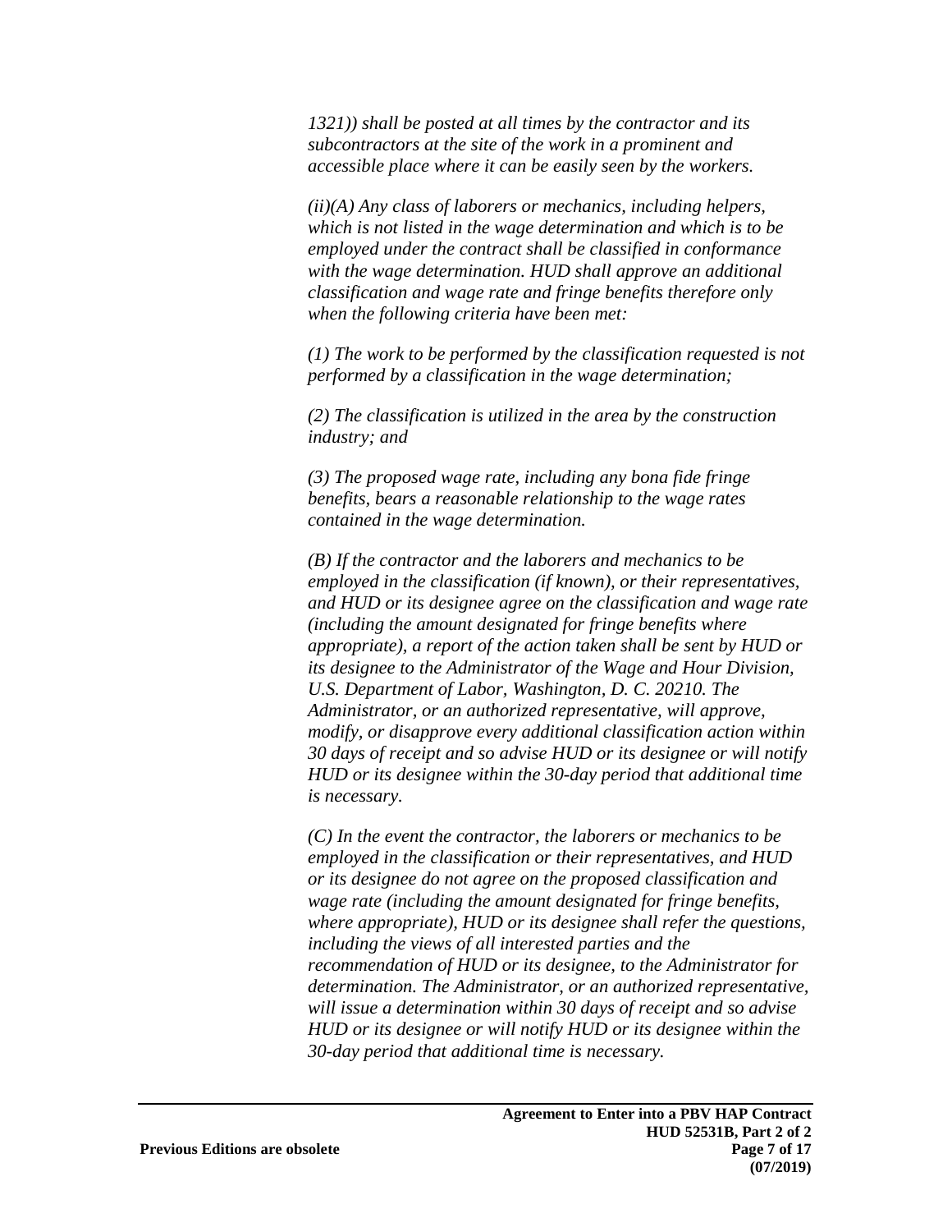*1321)) shall be posted at all times by the contractor and its subcontractors at the site of the work in a prominent and accessible place where it can be easily seen by the workers.*

*(ii)(A) Any class of laborers or mechanics, including helpers, which is not listed in the wage determination and which is to be employed under the contract shall be classified in conformance with the wage determination. HUD shall approve an additional classification and wage rate and fringe benefits therefore only when the following criteria have been met:*

*(1) The work to be performed by the classification requested is not performed by a classification in the wage determination;*

*(2) The classification is utilized in the area by the construction industry; and*

*(3) The proposed wage rate, including any bona fide fringe benefits, bears a reasonable relationship to the wage rates contained in the wage determination.*

*(B) If the contractor and the laborers and mechanics to be employed in the classification (if known), or their representatives, and HUD or its designee agree on the classification and wage rate (including the amount designated for fringe benefits where appropriate), a report of the action taken shall be sent by HUD or its designee to the Administrator of the Wage and Hour Division, U.S. Department of Labor, Washington, D. C. 20210. The Administrator, or an authorized representative, will approve, modify, or disapprove every additional classification action within 30 days of receipt and so advise HUD or its designee or will notify HUD or its designee within the 30-day period that additional time is necessary.*

*(C) In the event the contractor, the laborers or mechanics to be employed in the classification or their representatives, and HUD or its designee do not agree on the proposed classification and wage rate (including the amount designated for fringe benefits, where appropriate), HUD or its designee shall refer the questions, including the views of all interested parties and the recommendation of HUD or its designee, to the Administrator for determination. The Administrator, or an authorized representative, will issue a determination within 30 days of receipt and so advise HUD or its designee or will notify HUD or its designee within the 30-day period that additional time is necessary.*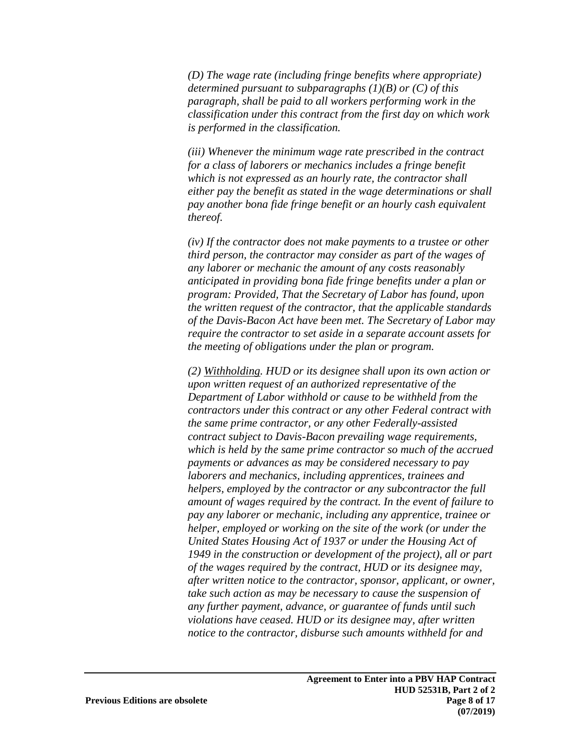*(D) The wage rate (including fringe benefits where appropriate) determined pursuant to subparagraphs (1)(B) or (C) of this paragraph, shall be paid to all workers performing work in the classification under this contract from the first day on which work is performed in the classification.*

*(iii) Whenever the minimum wage rate prescribed in the contract for a class of laborers or mechanics includes a fringe benefit which is not expressed as an hourly rate, the contractor shall either pay the benefit as stated in the wage determinations or shall pay another bona fide fringe benefit or an hourly cash equivalent thereof.*

*(iv) If the contractor does not make payments to a trustee or other third person, the contractor may consider as part of the wages of any laborer or mechanic the amount of any costs reasonably anticipated in providing bona fide fringe benefits under a plan or program: Provided, That the Secretary of Labor has found, upon the written request of the contractor, that the applicable standards of the Davis-Bacon Act have been met. The Secretary of Labor may require the contractor to set aside in a separate account assets for the meeting of obligations under the plan or program.*

*(2) <u>Withholding</u>. HUD or its designee shall upon its own action or upon written request of an authorized representative of the Department of Labor withhold or cause to be withheld from the contractors under this contract or any other Federal contract with the same prime contractor, or any other Federally-assisted contract subject to Davis-Bacon prevailing wage requirements, which is held by the same prime contractor so much of the accrued payments or advances as may be considered necessary to pay laborers and mechanics, including apprentices, trainees and helpers, employed by the contractor or any subcontractor the full amount of wages required by the contract. In the event of failure to pay any laborer or mechanic, including any apprentice, trainee or helper, employed or working on the site of the work (or under the United States Housing Act of 1937 or under the Housing Act of 1949 in the construction or development of the project), all or part of the wages required by the contract, HUD or its designee may, after written notice to the contractor, sponsor, applicant, or owner, take such action as may be necessary to cause the suspension of any further payment, advance, or guarantee of funds until such violations have ceased. HUD or its designee may, after written notice to the contractor, disburse such amounts withheld for and*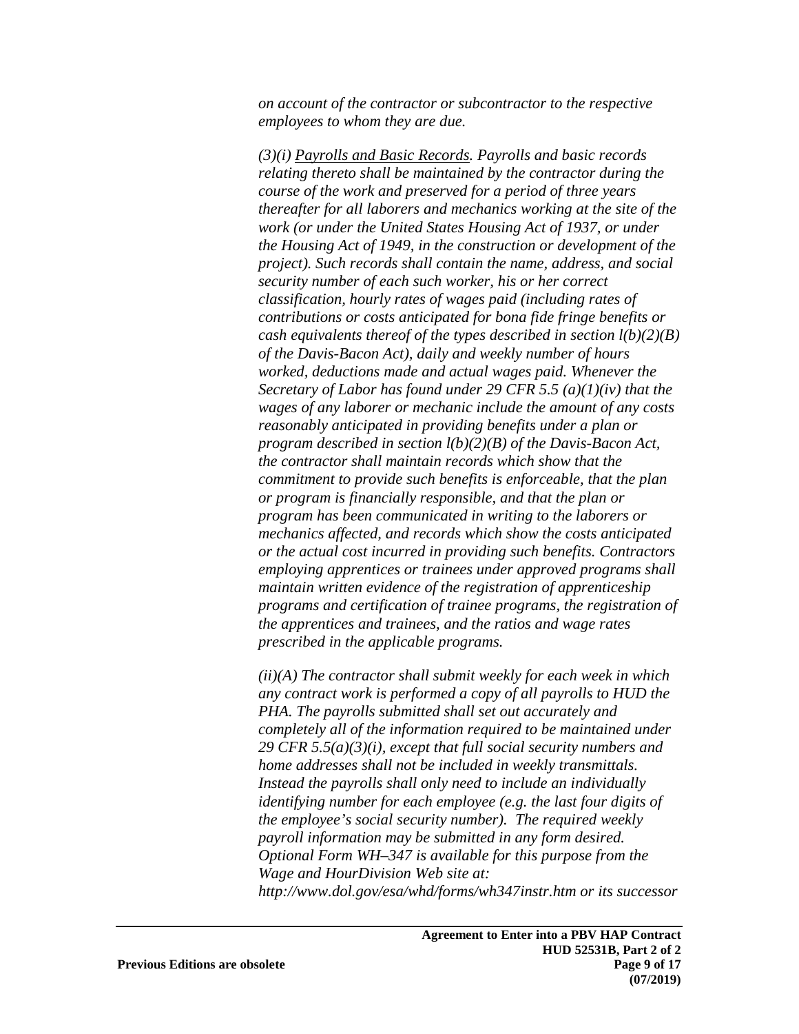*on account of the contractor or subcontractor to the respective employees to whom they are due.*

*(3)(i) <u>Payrolls and Basic Records</u>. Payrolls and basic records relating thereto shall be maintained by the contractor during the course of the work and preserved for a period of three years thereafter for all laborers and mechanics working at the site of the work (or under the United States Housing Act of 1937, or under the Housing Act of 1949, in the construction or development of the project). Such records shall contain the name, address, and social security number of each such worker, his or her correct classification, hourly rates of wages paid (including rates of contributions or costs anticipated for bona fide fringe benefits or cash equivalents thereof of the types described in section l(b)(2)(B) of the Davis-Bacon Act), daily and weekly number of hours worked, deductions made and actual wages paid. Whenever the Secretary of Labor has found under 29 CFR 5.5 (a)(1)(iv) that the wages of any laborer or mechanic include the amount of any costs reasonably anticipated in providing benefits under a plan or program described in section l(b)(2)(B) of the Davis-Bacon Act, the contractor shall maintain records which show that the commitment to provide such benefits is enforceable, that the plan or program is financially responsible, and that the plan or program has been communicated in writing to the laborers or mechanics affected, and records which show the costs anticipated or the actual cost incurred in providing such benefits. Contractors employing apprentices or trainees under approved programs shall maintain written evidence of the registration of apprenticeship programs and certification of trainee programs, the registration of the apprentices and trainees, and the ratios and wage rates prescribed in the applicable programs.*

*(ii)(A) The contractor shall submit weekly for each week in which any contract work is performed a copy of all payrolls to HUD the PHA. The payrolls submitted shall set out accurately and completely all of the information required to be maintained under 29 CFR 5.5(a)(3)(i), except that full social security numbers and home addresses shall not be included in weekly transmittals. Instead the payrolls shall only need to include an individually identifying number for each employee (e.g. the last four digits of the employee's social security number). The required weekly payroll information may be submitted in any form desired. Optional Form WH–347 is available for this purpose from the Wage and HourDivision Web site at: http://www.dol.gov/esa/whd/forms/wh347instr.htm or its successor*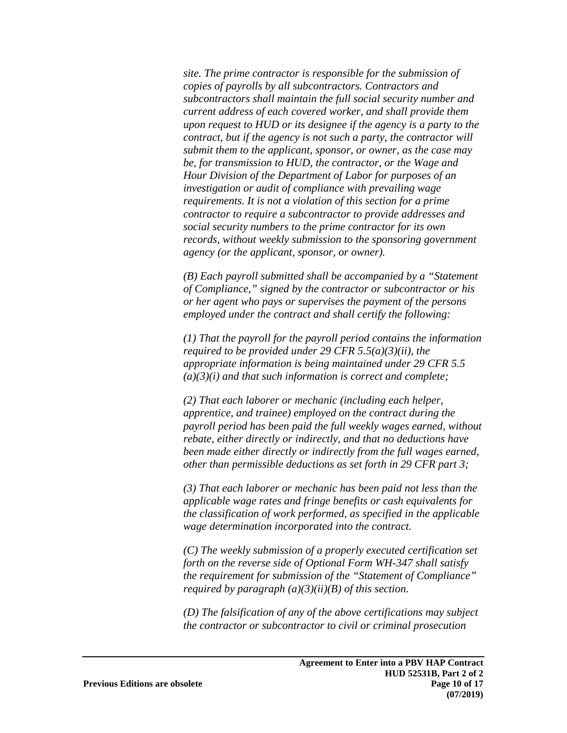*site. The prime contractor is responsible for the submission of copies of payrolls by all subcontractors. Contractors and subcontractors shall maintain the full social security number and current address of each covered worker, and shall provide them upon request to HUD or its designee if the agency is a party to the contract, but if the agency is not such a party, the contractor will submit them to the applicant, sponsor, or owner, as the case may be, for transmission to HUD, the contractor, or the Wage and Hour Division of the Department of Labor for purposes of an investigation or audit of compliance with prevailing wage requirements. It is not a violation of this section for a prime contractor to require a subcontractor to provide addresses and social security numbers to the prime contractor for its own records, without weekly submission to the sponsoring government agency (or the applicant, sponsor, or owner).*

*(B) Each payroll submitted shall be accompanied by a "Statement of Compliance," signed by the contractor or subcontractor or his or her agent who pays or supervises the payment of the persons employed under the contract and shall certify the following:*

*(1) That the payroll for the payroll period contains the information required to be provided under 29 CFR 5.5(a)(3)(ii), the appropriate information is being maintained under 29 CFR 5.5 (a)(3)(i) and that such information is correct and complete;*

*(2) That each laborer or mechanic (including each helper, apprentice, and trainee) employed on the contract during the payroll period has been paid the full weekly wages earned, without rebate, either directly or indirectly, and that no deductions have been made either directly or indirectly from the full wages earned, other than permissible deductions as set forth in 29 CFR part 3;*

*(3) That each laborer or mechanic has been paid not less than the applicable wage rates and fringe benefits or cash equivalents for the classification of work performed, as specified in the applicable wage determination incorporated into the contract.*

*(C) The weekly submission of a properly executed certification set forth on the reverse side of Optional Form WH-347 shall satisfy the requirement for submission of the "Statement of Compliance" required by paragraph (a)(3)(ii)(B) of this section.*

*(D) The falsification of any of the above certifications may subject the contractor or subcontractor to civil or criminal prosecution*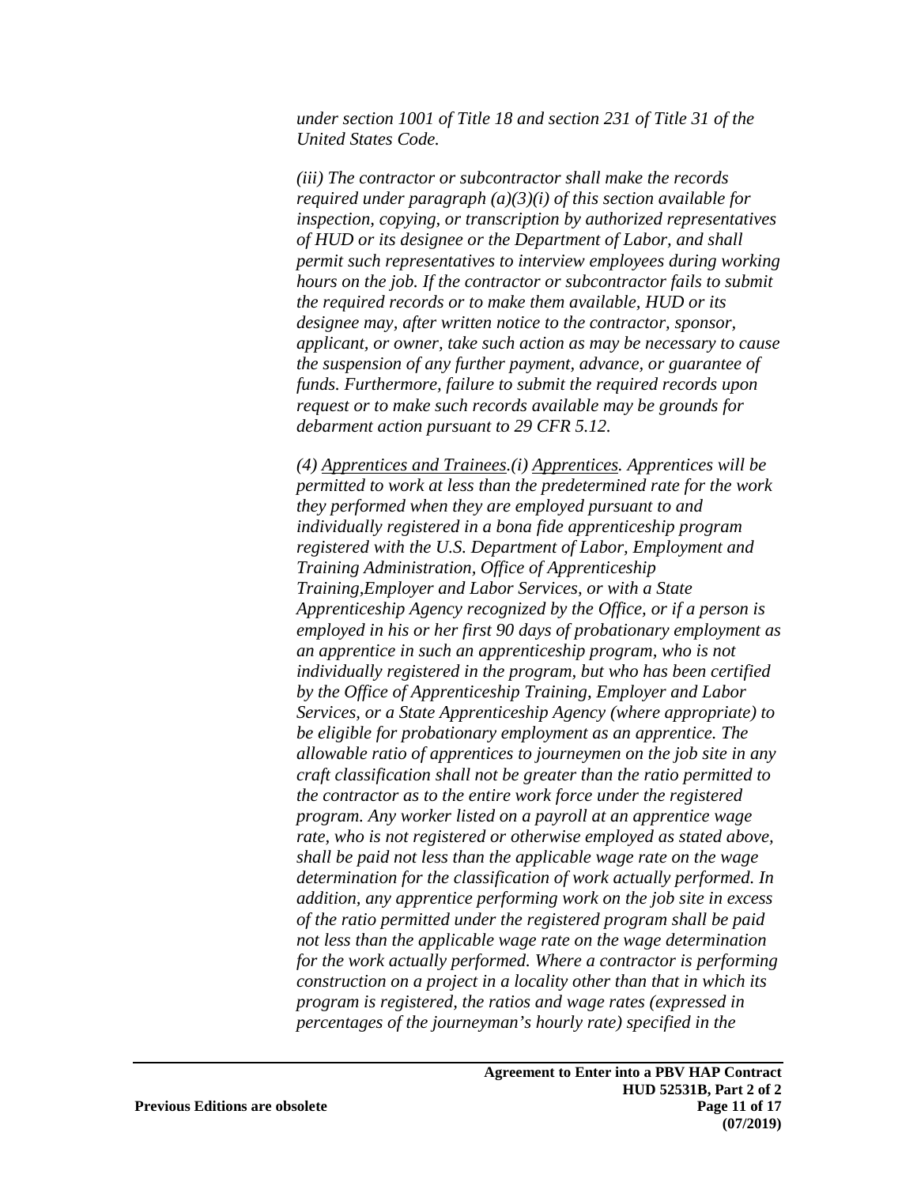*under section 1001 of Title 18 and section 231 of Title 31 of the United States Code.*

*(iii) The contractor or subcontractor shall make the records required under paragraph (a)(3)(i) of this section available for inspection, copying, or transcription by authorized representatives of HUD or its designee or the Department of Labor, and shall permit such representatives to interview employees during working hours on the job. If the contractor or subcontractor fails to submit the required records or to make them available, HUD or its designee may, after written notice to the contractor, sponsor, applicant, or owner, take such action as may be necessary to cause the suspension of any further payment, advance, or guarantee of funds. Furthermore, failure to submit the required records upon request or to make such records available may be grounds for debarment action pursuant to 29 CFR 5.12.*

*(4) <u>Apprentices and Trainees</u>.(i) <u>Apprentices</u>. Apprentices will be permitted to work at less than the predetermined rate for the work they performed when they are employed pursuant to and individually registered in a bona fide apprenticeship program registered with the U.S. Department of Labor, Employment and Training Administration, Office of Apprenticeship Training,Employer and Labor Services, or with a State Apprenticeship Agency recognized by the Office, or if a person is employed in his or her first 90 days of probationary employment as an apprentice in such an apprenticeship program, who is not individually registered in the program, but who has been certified by the Office of Apprenticeship Training, Employer and Labor Services, or a State Apprenticeship Agency (where appropriate) to be eligible for probationary employment as an apprentice. The allowable ratio of apprentices to journeymen on the job site in any craft classification shall not be greater than the ratio permitted to the contractor as to the entire work force under the registered program. Any worker listed on a payroll at an apprentice wage rate, who is not registered or otherwise employed as stated above, shall be paid not less than the applicable wage rate on the wage determination for the classification of work actually performed. In addition, any apprentice performing work on the job site in excess of the ratio permitted under the registered program shall be paid not less than the applicable wage rate on the wage determination for the work actually performed. Where a contractor is performing construction on a project in a locality other than that in which its program is registered, the ratios and wage rates (expressed in percentages of the journeyman's hourly rate) specified in the*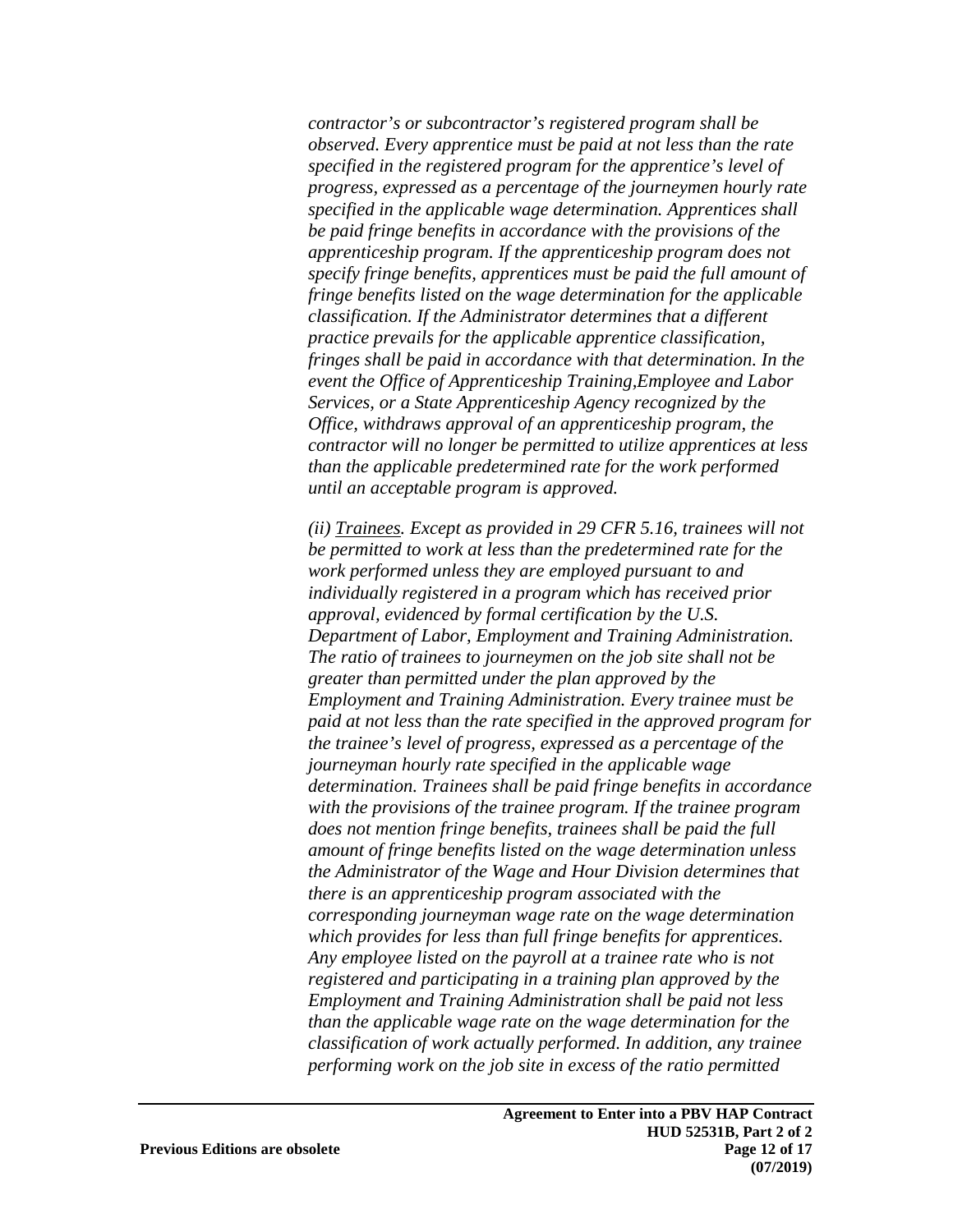*contractor's or subcontractor's registered program shall be observed. Every apprentice must be paid at not less than the rate specified in the registered program for the apprentice's level of progress, expressed as a percentage of the journeymen hourly rate specified in the applicable wage determination. Apprentices shall be paid fringe benefits in accordance with the provisions of the apprenticeship program. If the apprenticeship program does not specify fringe benefits, apprentices must be paid the full amount of fringe benefits listed on the wage determination for the applicable classification. If the Administrator determines that a different practice prevails for the applicable apprentice classification, fringes shall be paid in accordance with that determination. In the event the Office of Apprenticeship Training,Employee and Labor Services, or a State Apprenticeship Agency recognized by the Office, withdraws approval of an apprenticeship program, the contractor will no longer be permitted to utilize apprentices at less than the applicable predetermined rate for the work performed until an acceptable program is approved.*

*(ii) Trainees. Except as provided in 29 CFR 5.16, trainees will not be permitted to work at less than the predetermined rate for the work performed unless they are employed pursuant to and individually registered in a program which has received prior approval, evidenced by formal certification by the U.S. Department of Labor, Employment and Training Administration. The ratio of trainees to journeymen on the job site shall not be greater than permitted under the plan approved by the Employment and Training Administration. Every trainee must be paid at not less than the rate specified in the approved program for the trainee's level of progress, expressed as a percentage of the journeyman hourly rate specified in the applicable wage determination. Trainees shall be paid fringe benefits in accordance with the provisions of the trainee program. If the trainee program does not mention fringe benefits, trainees shall be paid the full amount of fringe benefits listed on the wage determination unless the Administrator of the Wage and Hour Division determines that there is an apprenticeship program associated with the corresponding journeyman wage rate on the wage determination which provides for less than full fringe benefits for apprentices. Any employee listed on the payroll at a trainee rate who is not registered and participating in a training plan approved by the Employment and Training Administration shall be paid not less than the applicable wage rate on the wage determination for the classification of work actually performed. In addition, any trainee performing work on the job site in excess of the ratio permitted*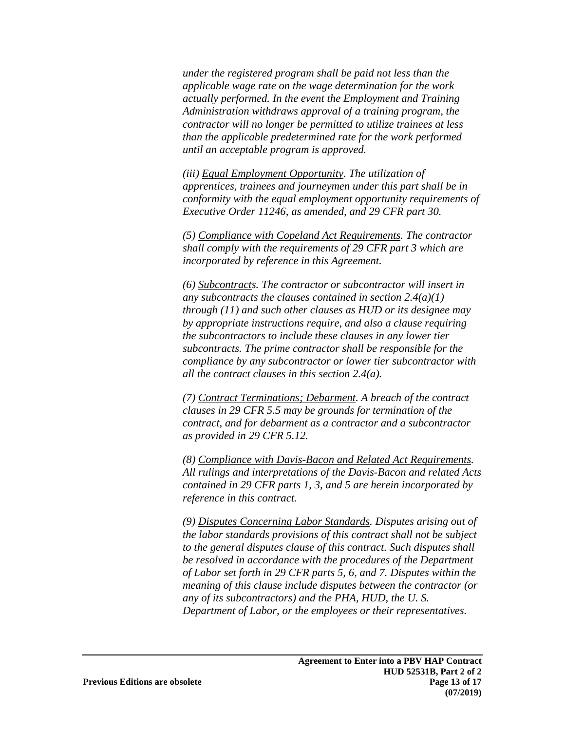*under the registered program shall be paid not less than the applicable wage rate on the wage determination for the work actually performed. In the event the Employment and Training Administration withdraws approval of a training program, the contractor will no longer be permitted to utilize trainees at less than the applicable predetermined rate for the work performed until an acceptable program is approved.*

*(iii) Equal Employment Opportunity. The utilization of apprentices, trainees and journeymen under this part shall be in conformity with the equal employment opportunity requirements of Executive Order 11246, as amended, and 29 CFR part 30.*

*(5) Compliance with Copeland Act Requirements. The contractor shall comply with the requirements of 29 CFR part 3 which are incorporated by reference in this Agreement.*

*(6) Subcontracts. The contractor or subcontractor will insert in any subcontracts the clauses contained in section 2.4(a)(1) through (11) and such other clauses as HUD or its designee may by appropriate instructions require, and also a clause requiring the subcontractors to include these clauses in any lower tier subcontracts. The prime contractor shall be responsible for the compliance by any subcontractor or lower tier subcontractor with all the contract clauses in this section 2.4(a).*

*(7) Contract Terminations; Debarment. A breach of the contract clauses in 29 CFR 5.5 may be grounds for termination of the contract, and for debarment as a contractor and a subcontractor as provided in 29 CFR 5.12.*

*(8) Compliance with Davis-Bacon and Related Act Requirements. All rulings and interpretations of the Davis-Bacon and related Acts contained in 29 CFR parts 1, 3, and 5 are herein incorporated by reference in this contract.*

*(9) Disputes Concerning Labor Standards. Disputes arising out of the labor standards provisions of this contract shall not be subject to the general disputes clause of this contract. Such disputes shall be resolved in accordance with the procedures of the Department of Labor set forth in 29 CFR parts 5, 6, and 7. Disputes within the meaning of this clause include disputes between the contractor (or any of its subcontractors) and the PHA, HUD, the U. S. Department of Labor, or the employees or their representatives.*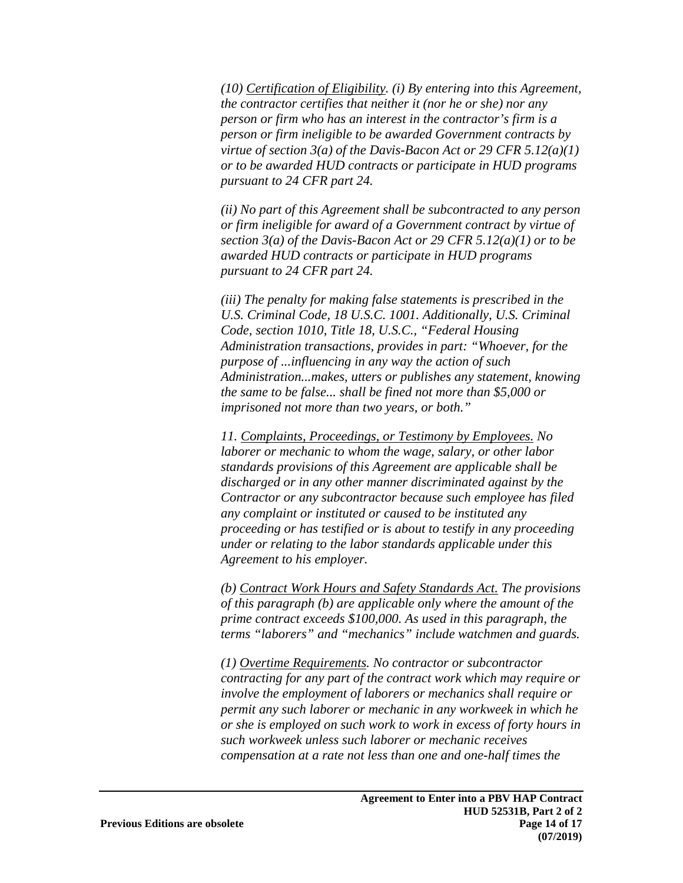*(10) <u>Certification of Eligibility</u>. (i) By entering into this Agreement, the contractor certifies that neither it (nor he or she) nor any person or firm who has an interest in the contractor's firm is a person or firm ineligible to be awarded Government contracts by virtue of section 3(a) of the Davis-Bacon Act or 29 CFR 5.12(a)(1) or to be awarded HUD contracts or participate in HUD programs pursuant to 24 CFR part 24.*

*(ii) No part of this Agreement shall be subcontracted to any person or firm ineligible for award of a Government contract by virtue of section 3(a) of the Davis-Bacon Act or 29 CFR 5.12(a)(1) or to be awarded HUD contracts or participate in HUD programs pursuant to 24 CFR part 24.*

*(iii) The penalty for making false statements is prescribed in the U.S. Criminal Code, 18 U.S.C. 1001. Additionally, U.S. Criminal Code, section 1010, Title 18, U.S.C., "Federal Housing Administration transactions, provides in part: "Whoever, for the purpose of ...influencing in any way the action of such Administration...makes, utters or publishes any statement, knowing the same to be false... shall be fined not more than $5,000 or imprisoned not more than two years, or both."*

*11. <u>Complaints, Proceedings, or Testimony by Employees.</u> No laborer or mechanic to whom the wage, salary, or other labor standards provisions of this Agreement are applicable shall be discharged or in any other manner discriminated against by the Contractor or any subcontractor because such employee has filed any complaint or instituted or caused to be instituted any proceeding or has testified or is about to testify in any proceeding under or relating to the labor standards applicable under this Agreement to his employer.*

*(b) <u>Contract Work Hours and Safety Standards Act.</u> The provisions of this paragraph (b) are applicable only where the amount of the prime contract exceeds $100,000. As used in this paragraph, the terms "laborers" and "mechanics" include watchmen and guards.*

*(1) <u>Overtime Requirements</u>. No contractor or subcontractor contracting for any part of the contract work which may require or involve the employment of laborers or mechanics shall require or permit any such laborer or mechanic in any workweek in which he or she is employed on such work to work in excess of forty hours in such workweek unless such laborer or mechanic receives compensation at a rate not less than one and one-half times the*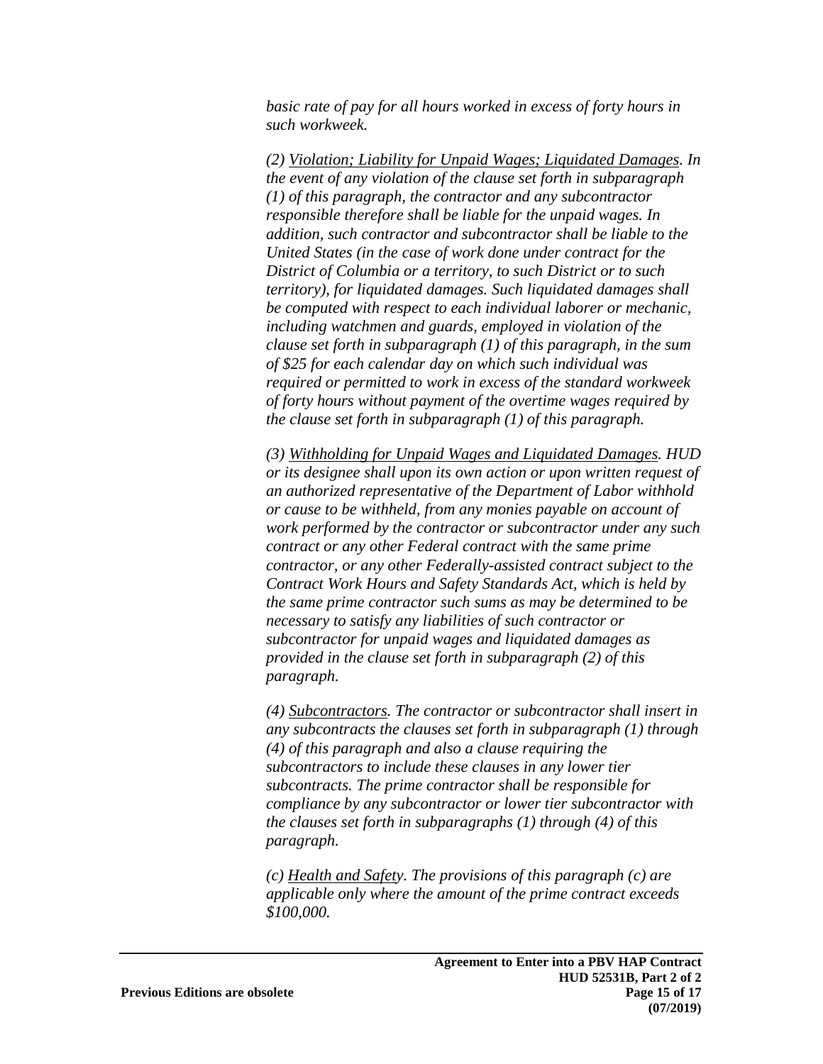*basic rate of pay for all hours worked in excess of forty hours in such workweek.*

*(2) Violation; Liability for Unpaid Wages; Liquidated Damages. In the event of any violation of the clause set forth in subparagraph (1) of this paragraph, the contractor and any subcontractor responsible therefore shall be liable for the unpaid wages. In addition, such contractor and subcontractor shall be liable to the United States (in the case of work done under contract for the District of Columbia or a territory, to such District or to such territory), for liquidated damages. Such liquidated damages shall be computed with respect to each individual laborer or mechanic, including watchmen and guards, employed in violation of the clause set forth in subparagraph (1) of this paragraph, in the sum of $25 for each calendar day on which such individual was required or permitted to work in excess of the standard workweek of forty hours without payment of the overtime wages required by the clause set forth in subparagraph (1) of this paragraph.*

*(3) Withholding for Unpaid Wages and Liquidated Damages. HUD or its designee shall upon its own action or upon written request of an authorized representative of the Department of Labor withhold or cause to be withheld, from any monies payable on account of work performed by the contractor or subcontractor under any such contract or any other Federal contract with the same prime contractor, or any other Federally-assisted contract subject to the Contract Work Hours and Safety Standards Act, which is held by the same prime contractor such sums as may be determined to be necessary to satisfy any liabilities of such contractor or subcontractor for unpaid wages and liquidated damages as provided in the clause set forth in subparagraph (2) of this paragraph.*

*(4) Subcontractors. The contractor or subcontractor shall insert in any subcontracts the clauses set forth in subparagraph (1) through (4) of this paragraph and also a clause requiring the subcontractors to include these clauses in any lower tier subcontracts. The prime contractor shall be responsible for compliance by any subcontractor or lower tier subcontractor with the clauses set forth in subparagraphs (1) through (4) of this paragraph.*

*(c) Health and Safety. The provisions of this paragraph (c) are applicable only where the amount of the prime contract exceeds $100,000.*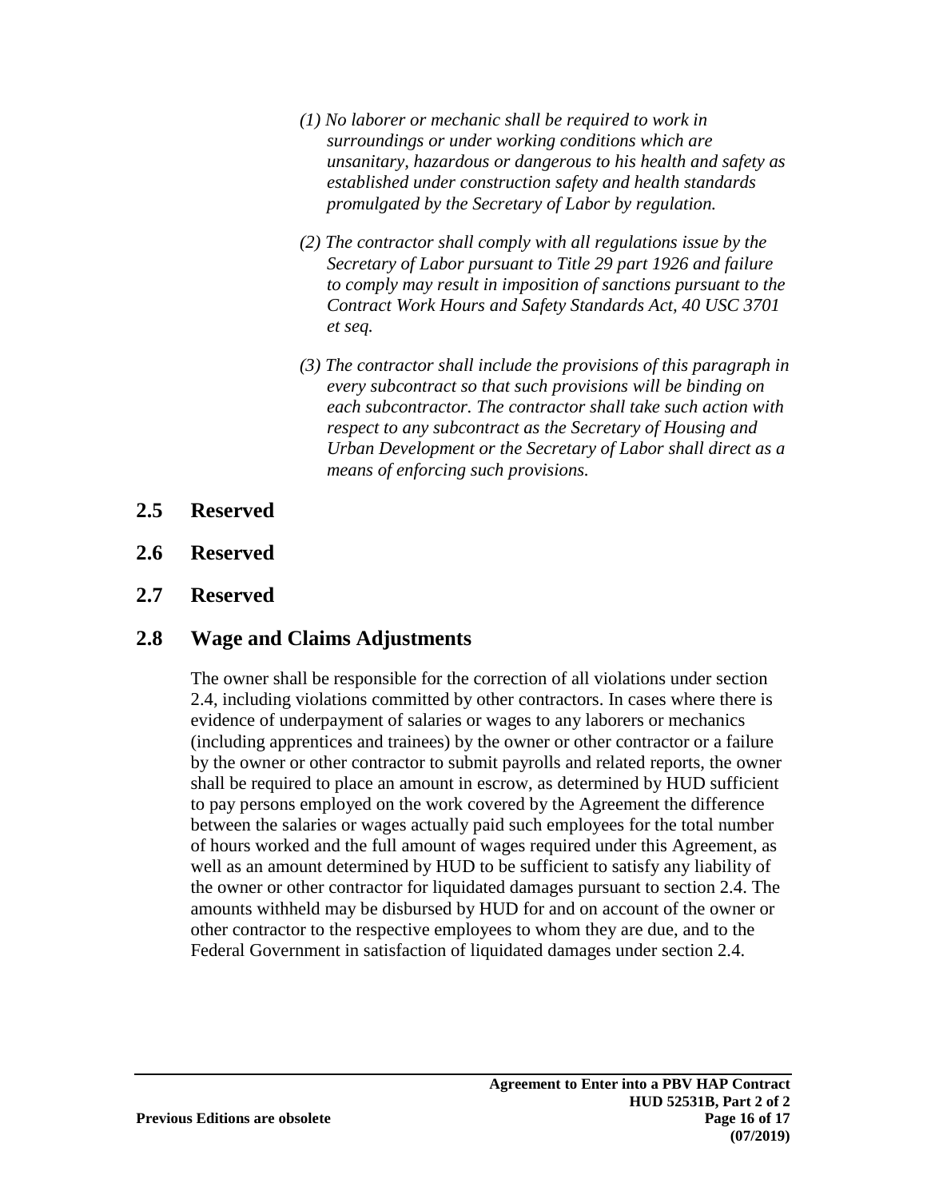*(1) No laborer or mechanic shall be required to work in surroundings or under working conditions which are unsanitary, hazardous or dangerous to his health and safety as established under construction safety and health standards promulgated by the Secretary of Labor by regulation.*

*(2) The contractor shall comply with all regulations issue by the Secretary of Labor pursuant to Title 29 part 1926 and failure to comply may result in imposition of sanctions pursuant to the Contract Work Hours and Safety Standards Act, 40 USC 3701 et seq.*

*(3) The contractor shall include the provisions of this paragraph in every subcontract so that such provisions will be binding on each subcontractor. The contractor shall take such action with respect to any subcontract as the Secretary of Housing and Urban Development or the Secretary of Labor shall direct as a means of enforcing such provisions.*

## 2.5 Reserved

## 2.6 Reserved

## 2.7 Reserved

## 2.8 Wage and Claims Adjustments

The owner shall be responsible for the correction of all violations under section 2.4, including violations committed by other contractors. In cases where there is evidence of underpayment of salaries or wages to any laborers or mechanics (including apprentices and trainees) by the owner or other contractor or a failure by the owner or other contractor to submit payrolls and related reports, the owner shall be required to place an amount in escrow, as determined by HUD sufficient to pay persons employed on the work covered by the Agreement the difference between the salaries or wages actually paid such employees for the total number of hours worked and the full amount of wages required under this Agreement, as well as an amount determined by HUD to be sufficient to satisfy any liability of the owner or other contractor for liquidated damages pursuant to section 2.4. The amounts withheld may be disbursed by HUD for and on account of the owner or other contractor to the respective employees to whom they are due, and to the Federal Government in satisfaction of liquidated damages under section 2.4.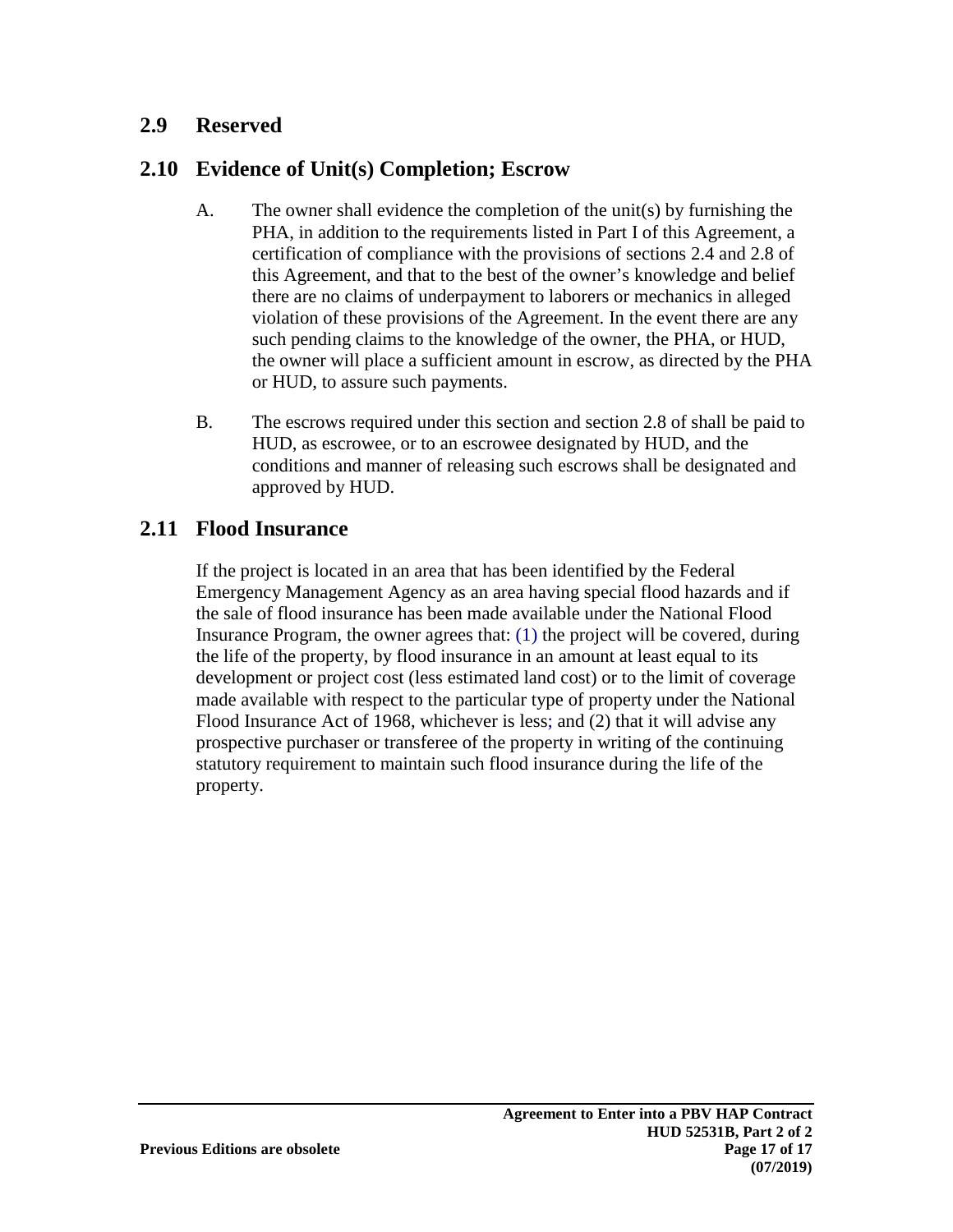## 2.9 Reserved

## 2.10 Evidence of Unit(s) Completion; Escrow

A. The owner shall evidence the completion of the unit(s) by furnishing the PHA, in addition to the requirements listed in Part I of this Agreement, a certification of compliance with the provisions of sections 2.4 and 2.8 of this Agreement, and that to the best of the owner's knowledge and belief there are no claims of underpayment to laborers or mechanics in alleged violation of these provisions of the Agreement. In the event there are any such pending claims to the knowledge of the owner, the PHA, or HUD, the owner will place a sufficient amount in escrow, as directed by the PHA or HUD, to assure such payments.

B. The escrows required under this section and section 2.8 of shall be paid to HUD, as escrowee, or to an escrowee designated by HUD, and the conditions and manner of releasing such escrows shall be designated and approved by HUD.

## 2.11 Flood Insurance

If the project is located in an area that has been identified by the Federal Emergency Management Agency as an area having special flood hazards and if the sale of flood insurance has been made available under the National Flood Insurance Program, the owner agrees that: (1) the project will be covered, during the life of the property, by flood insurance in an amount at least equal to its development or project cost (less estimated land cost) or to the limit of coverage made available with respect to the particular type of property under the National Flood Insurance Act of 1968, whichever is less; and (2) that it will advise any prospective purchaser or transferee of the property in writing of the continuing statutory requirement to maintain such flood insurance during the life of the property.